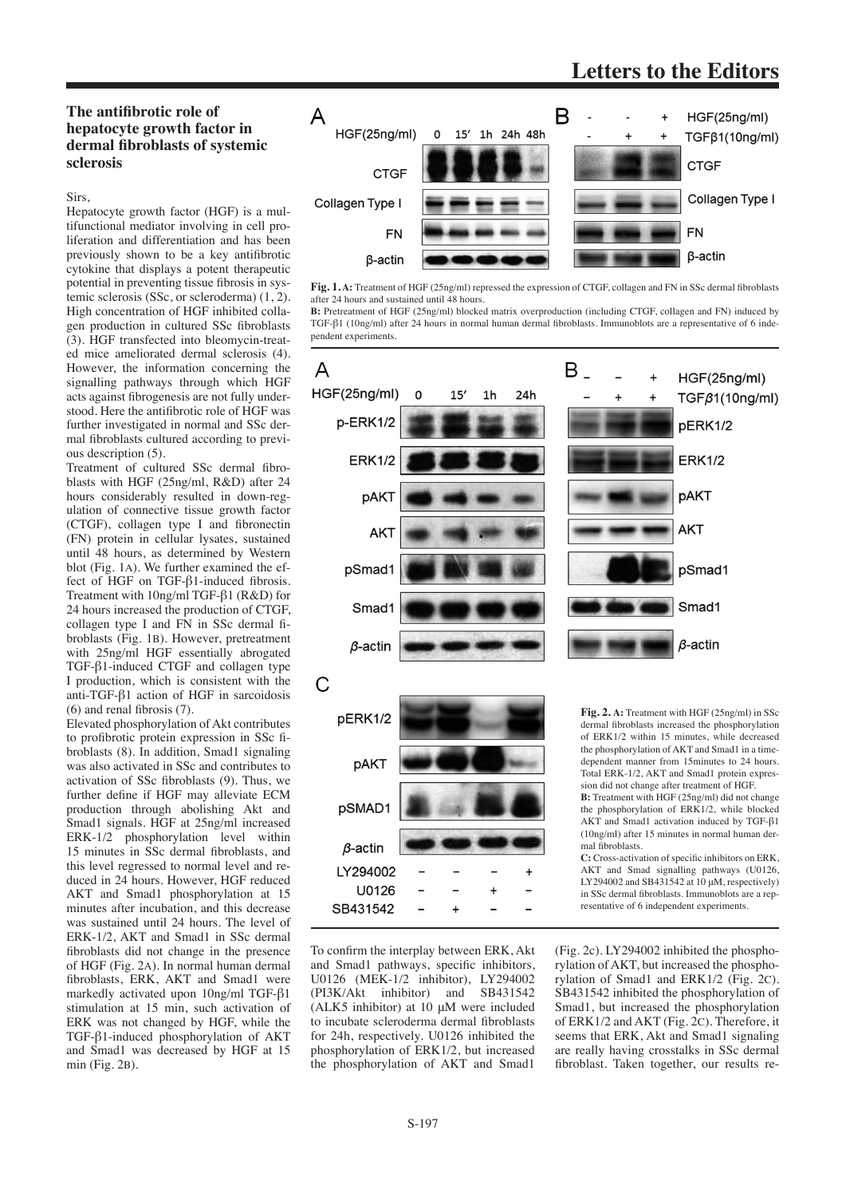## The antifibrotic role of hepatocyte growth factor in dermal fibroblasts of systemic sclerosis

Sirs,

Hepatocyte growth factor (HGF) is a multifunctional mediator involving in cell proliferation and differentiation and has been previously shown to be a key antifibrotic cytokine that displays a potent therapeutic potential in preventing tissue fibrosis in systemic sclerosis (SSc, or scleroderma) (1, 2). High concentration of HGF inhibited collagen production in cultured SSc fibroblasts (3). HGF transfected into bleomycin-treated mice ameliorated dermal sclerosis (4). However, the information concerning the signalling pathways through which HGF acts against fibrogenesis are not fully understood. Here the antifibrotic role of HGF was further investigated in normal and SSc dermal fibroblasts cultured according to previous description (5).

Treatment of cultured SSc dermal fibroblasts with HGF (25ng/ml, R&D) after 24 hours considerably resulted in down-regulation of connective tissue growth factor (CTGF), collagen type I and fibronectin (FN) protein in cellular lysates, sustained until 48 hours, as determined by Western blot (Fig. 1A). We further examined the effect of HGF on TGF-β1-induced fibrosis. Treatment with 10ng/ml TGF-β1 (R&D) for 24 hours increased the production of CTGF, collagen type I and FN in SSc dermal fibroblasts (Fig. 1B). However, pretreatment with 25ng/ml HGF essentially abrogated TGF-β1-induced CTGF and collagen type I production, which is consistent with the anti-TGF-β1 action of HGF in sarcoidosis (6) and renal fibrosis (7).

Elevated phosphorylation of Akt contributes to profibrotic protein expression in SSc fibroblasts (8). In addition, Smad1 signaling was also activated in SSc and contributes to activation of SSc fibroblasts (9). Thus, we further define if HGF may alleviate ECM production through abolishing Akt and Smad1 signals. HGF at 25ng/ml increased ERK-1/2 phosphorylation level within 15 minutes in SSc dermal fibroblasts, and this level regressed to normal level and reduced in 24 hours. However, HGF reduced AKT and Smad1 phosphorylation at 15 minutes after incubation, and this decrease was sustained until 24 hours. The level of ERK-1/2, AKT and Smad1 in SSc dermal fibroblasts did not change in the presence of HGF (Fig. 2A). In normal human dermal fibroblasts, ERK, AKT and Smad1 were markedly activated upon 10ng/ml TGF-β1 stimulation at 15 min, such activation of ERK was not changed by HGF, while the TGF-β1-induced phosphorylation of AKT and Smad1 was decreased by HGF at 15 min (Fig. 2B).

**Fig. 1. A:** Treatment of HGF (25ng/ml) repressed the expression of CTGF, collagen and FN in SSc dermal fibroblasts after 24 hours and sustained until 48 hours.
**B:** Pretreatment of HGF (25ng/ml) blocked matrix overproduction (including CTGF, collagen and FN) induced by TGF-β1 (10ng/ml) after 24 hours in normal human dermal fibroblasts. Immunoblots are a representative of 6 independent experiments.

**Fig. 2. A:** Treatment with HGF (25ng/ml) in SSc dermal fibroblasts increased the phosphorylation of ERK1/2 within 15 minutes, while decreased the phosphorylation of AKT and Smad1 in a time-dependent manner from 15minutes to 24 hours. Total ERK-1/2, AKT and Smad1 protein expression did not change after treatment of HGF.
**B:** Treatment with HGF (25ng/ml) did not change the phosphorylation of ERK1/2, while blocked AKT and Smad1 activation induced by TGF-β1 (10ng/ml) after 15 minutes in normal human dermal fibroblasts.
**C:** Cross-activation of specific inhibitors on ERK, AKT and Smad signalling pathways (U0126, LY294002 and SB431542 at 10 μM, respectively) in SSc dermal fibroblasts. Immunoblots are a representative of 6 independent experiments.

To confirm the interplay between ERK, Akt and Smad1 pathways, specific inhibitors, U0126 (MEK-1/2 inhibitor), LY294002 (PI3K/Akt inhibitor) and SB431542 (ALK5 inhibitor) at 10 μM were included to incubate scleroderma dermal fibroblasts for 24h, respectively. U0126 inhibited the phosphorylation of ERK1/2, but increased the phosphorylation of AKT and Smad1 (Fig. 2c). LY294002 inhibited the phosphorylation of AKT, but increased the phosphorylation of Smad1 and ERK1/2 (Fig. 2C). SB431542 inhibited the phosphorylation of Smad1, but increased the phosphorylation of ERK1/2 and AKT (Fig. 2C). Therefore, it seems that ERK, Akt and Smad1 signaling are really having crosstalks in SSc dermal fibroblast. Taken together, our results re-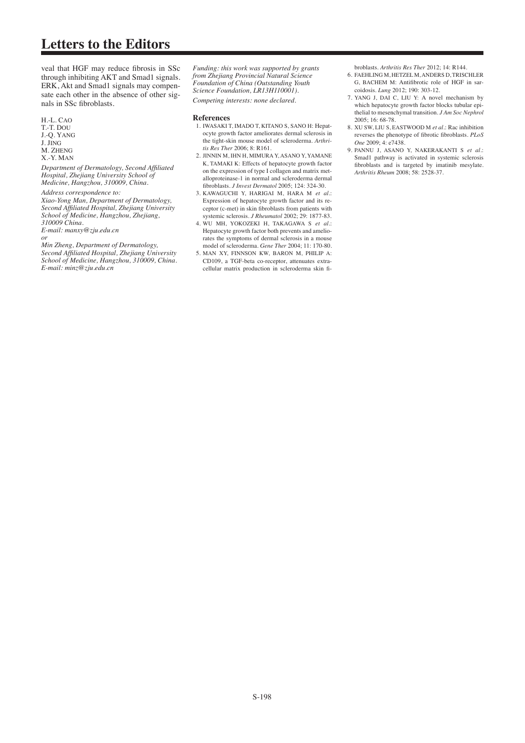veal that HGF may reduce fibrosis in SSc through inhibiting AKT and Smad1 signals. ERK, Akt and Smad1 signals may compensate each other in the absence of other signals in SSc fibroblasts.

H.-L. CAO
T.-T. DOU
J.-Q. YANG
J. JING
M. ZHENG
X.-Y. MAN

*Department of Dermatology, Second Affiliated Hospital, Zhejiang University School of Medicine, Hangzhou, 310009, China.*

*Address correspondence to:*
*Xiao-Yong Man, Department of Dermatology, Second Affiliated Hospital, Zhejiang University School of Medicine, Hangzhou, Zhejiang, 310009 China.*
*E-mail: manxy@zju.edu.cn*
*or*
*Min Zheng, Department of Dermatology, Second Affiliated Hospital, Zhejiang University School of Medicine, Hangzhou, 310009, China.*
*E-mail: minz@zju.edu.cn*

*Funding: this work was supported by grants from Zhejiang Provincial Natural Science Foundation of China (Outstanding Youth Science Foundation, LR13H110001).*

*Competing interests: none declared.*

## References

1. IWASAKI T, IMADO T, KITANO S, SANO H: Hepatocyte growth factor ameliorates dermal sclerosis in the tight-skin mouse model of scleroderma. *Arthritis Res Ther* 2006; 8: R161.
2. JINNIN M, IHN H, MIMURA Y, ASANO Y, YAMANE K, TAMAKI K: Effects of hepatocyte growth factor on the expression of type I collagen and matrix metalloproteinase-1 in normal and scleroderma dermal fibroblasts. *J Invest Dermatol* 2005; 124: 324-30.
3. KAWAGUCHI Y, HARIGAI M, HARA M *et al.*: Expression of hepatocyte growth factor and its receptor (c-met) in skin fibroblasts from patients with systemic sclerosis. *J Rheumatol* 2002; 29: 1877-83.
4. WU MH, YOKOZEKI H, TAKAGAWA S *et al.*: Hepatocyte growth factor both prevents and ameliorates the symptoms of dermal sclerosis in a mouse model of scleroderma. *Gene Ther* 2004; 11: 170-80.
5. MAN XY, FINNSON KW, BARON M, PHILIP A: CD109, a TGF-beta co-receptor, attenuates extracellular matrix production in scleroderma skin fibroblasts. *Arthritis Res Ther* 2012; 14: R144.
6. FAEHLING M, HETZEL M, ANDERS D, TRISCHLER G, BACHEM M: Antifibrotic role of HGF in sarcoidosis. *Lung* 2012; 190: 303-12.
7. YANG J, DAI C, LIU Y: A novel mechanism by which hepatocyte growth factor blocks tubular epithelial to mesenchymal transition. *J Am Soc Nephrol* 2005; 16: 68-78.
8. XU SW, LIU S, EASTWOOD M *et al.*: Rac inhibition reverses the phenotype of fibrotic fibroblasts. *PLoS One* 2009; 4: e7438.
9. PANNU J, ASANO Y, NAKERAKANTI S *et al.*: Smad1 pathway is activated in systemic sclerosis fibroblasts and is targeted by imatinib mesylate. *Arthritis Rheum* 2008; 58: 2528-37.